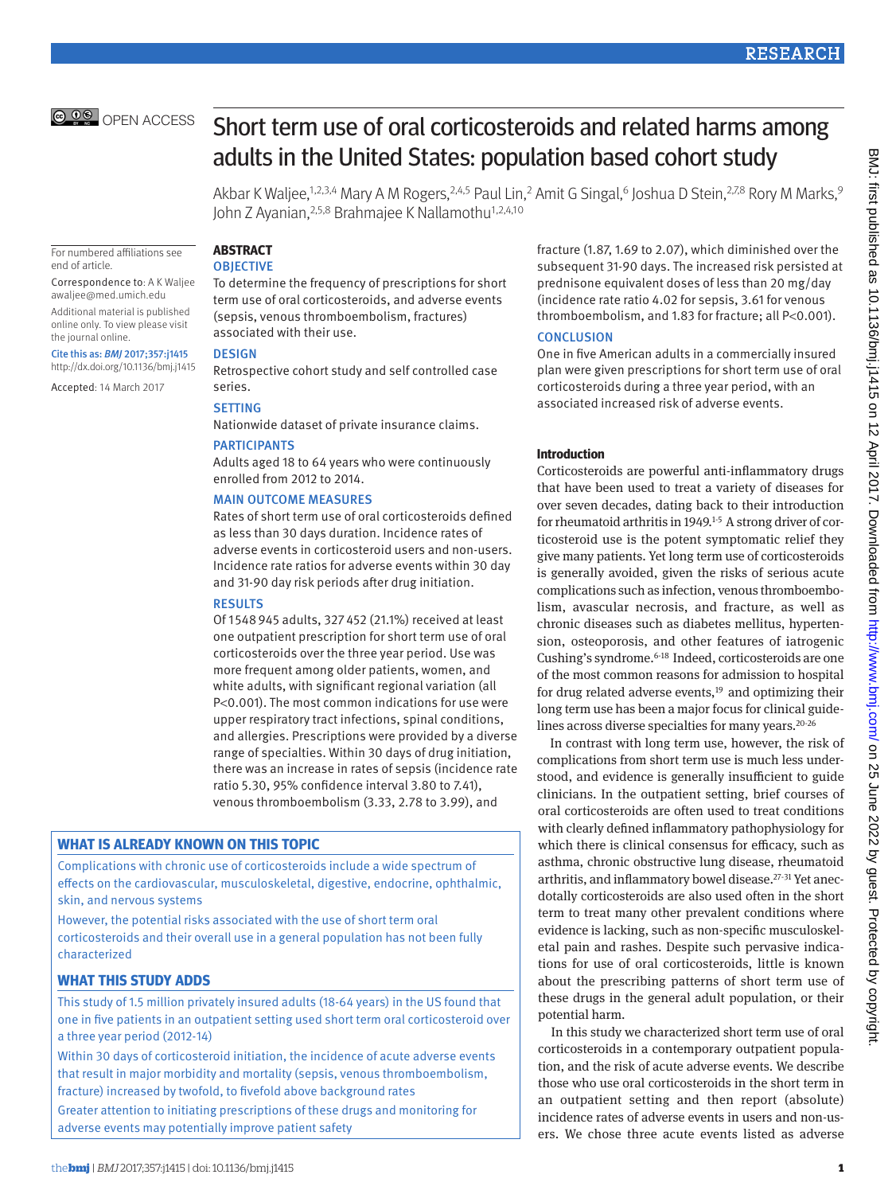OPEN ACCESS

# Short term use of oral corticosteroids and related harms among adults in the United States: population based cohort study

Akbar K Waljee,[1,2,3,4] Mary A M Rogers,[2,4,5] Paul Lin,[2] Amit G Singal,[6] Joshua D Stein,[2,7,8] Rory M Marks,[9] John Z Ayanian,[2,5,8] Brahmajee K Nallamothu[1,2,4,10]

For numbered affiliations see end of article.

Correspondence to: A K Waljee awaljee@med.umich.edu

Additional material is published online only. To view please visit the journal online.

Cite this as: *BMJ* 2017;357:j1415 http://dx.doi.org/10.1136/bmj.j1415

Accepted: 14 March 2017

## ABSTRACT

### OBJECTIVE

To determine the frequency of prescriptions for short term use of oral corticosteroids, and adverse events (sepsis, venous thromboembolism, fractures) associated with their use.

### DESIGN

Retrospective cohort study and self controlled case series.

### SETTING

Nationwide dataset of private insurance claims.

### PARTICIPANTS

Adults aged 18 to 64 years who were continuously enrolled from 2012 to 2014.

### MAIN OUTCOME MEASURES

Rates of short term use of oral corticosteroids defined as less than 30 days duration. Incidence rates of adverse events in corticosteroid users and non-users. Incidence rate ratios for adverse events within 30 day and 31-90 day risk periods after drug initiation.

### RESULTS

Of 1548 945 adults, 327 452 (21.1%) received at least one outpatient prescription for short term use of oral corticosteroids over the three year period. Use was more frequent among older patients, women, and white adults, with significant regional variation (all P<0.001). The most common indications for use were upper respiratory tract infections, spinal conditions, and allergies. Prescriptions were provided by a diverse range of specialties. Within 30 days of drug initiation, there was an increase in rates of sepsis (incidence rate ratio 5.30, 95% confidence interval 3.80 to 7.41), venous thromboembolism (3.33, 2.78 to 3.99), and fracture (1.87, 1.69 to 2.07), which diminished over the subsequent 31-90 days. The increased risk persisted at prednisone equivalent doses of less than 20 mg/day (incidence rate ratio 4.02 for sepsis, 3.61 for venous thromboembolism, and 1.83 for fracture; all P<0.001).

### CONCLUSION

One in five American adults in a commercially insured plan were given prescriptions for short term use of oral corticosteroids during a three year period, with an associated increased risk of adverse events.

### WHAT IS ALREADY KNOWN ON THIS TOPIC

Complications with chronic use of corticosteroids include a wide spectrum of effects on the cardiovascular, musculoskeletal, digestive, endocrine, ophthalmic, skin, and nervous systems

However, the potential risks associated with the use of short term oral corticosteroids and their overall use in a general population has not been fully characterized

### WHAT THIS STUDY ADDS

This study of 1.5 million privately insured adults (18-64 years) in the US found that one in five patients in an outpatient setting used short term oral corticosteroid over a three year period (2012-14)

Within 30 days of corticosteroid initiation, the incidence of acute adverse events that result in major morbidity and mortality (sepsis, venous thromboembolism, fracture) increased by twofold, to fivefold above background rates

Greater attention to initiating prescriptions of these drugs and monitoring for adverse events may potentially improve patient safety

## Introduction

Corticosteroids are powerful anti-inflammatory drugs that have been used to treat a variety of diseases for over seven decades, dating back to their introduction for rheumatoid arthritis in 1949.[1-5] A strong driver of corticosteroid use is the potent symptomatic relief they give many patients. Yet long term use of corticosteroids is generally avoided, given the risks of serious acute complications such as infection, venous thromboembolism, avascular necrosis, and fracture, as well as chronic diseases such as diabetes mellitus, hypertension, osteoporosis, and other features of iatrogenic Cushing's syndrome.[6-18] Indeed, corticosteroids are one of the most common reasons for admission to hospital for drug related adverse events,[19] and optimizing their long term use has been a major focus for clinical guidelines across diverse specialties for many years.[20-26]

In contrast with long term use, however, the risk of complications from short term use is much less understood, and evidence is generally insufficient to guide clinicians. In the outpatient setting, brief courses of oral corticosteroids are often used to treat conditions with clearly defined inflammatory pathophysiology for which there is clinical consensus for efficacy, such as asthma, chronic obstructive lung disease, rheumatoid arthritis, and inflammatory bowel disease.[27-31] Yet anecdotally corticosteroids are also used often in the short term to treat many other prevalent conditions where evidence is lacking, such as non-specific musculoskeletal pain and rashes. Despite such pervasive indications for use of oral corticosteroids, little is known about the prescribing patterns of short term use of these drugs in the general adult population, or their potential harm.

In this study we characterized short term use of oral corticosteroids in a contemporary outpatient population, and the risk of acute adverse events. We describe those who use oral corticosteroids in the short term in an outpatient setting and then report (absolute) incidence rates of adverse events in users and non-users. We chose three acute events listed as adverse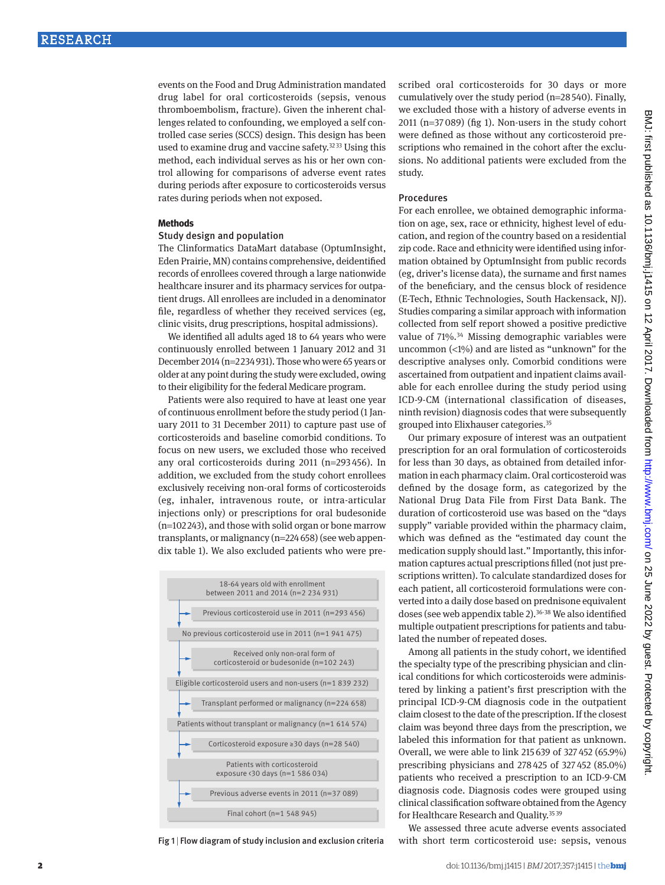events on the Food and Drug Administration mandated drug label for oral corticosteroids (sepsis, venous thromboembolism, fracture). Given the inherent challenges related to confounding, we employed a self controlled case series (SCCS) design. This design has been used to examine drug and vaccine safety.[32,33] Using this method, each individual serves as his or her own control allowing for comparisons of adverse event rates during periods after exposure to corticosteroids versus rates during periods when not exposed.

## Methods

### Study design and population

The Clinformatics DataMart database (OptumInsight, Eden Prairie, MN) contains comprehensive, deidentified records of enrollees covered through a large nationwide healthcare insurer and its pharmacy services for outpatient drugs. All enrollees are included in a denominator file, regardless of whether they received services (eg, clinic visits, drug prescriptions, hospital admissions).

We identified all adults aged 18 to 64 years who were continuously enrolled between 1 January 2012 and 31 December 2014 (n=2 234 931). Those who were 65 years or older at any point during the study were excluded, owing to their eligibility for the federal Medicare program.

Patients were also required to have at least one year of continuous enrollment before the study period (1 January 2011 to 31 December 2011) to capture past use of corticosteroids and baseline comorbid conditions. To focus on new users, we excluded those who received any oral corticosteroids during 2011 (n=293 456). In addition, we excluded from the study cohort enrollees exclusively receiving non-oral forms of corticosteroids (eg, inhaler, intravenous route, or intra-articular injections only) or prescriptions for oral budesonide (n=102 243), and those with solid organ or bone marrow transplants, or malignancy (n=224 658) (see web appendix table 1). We also excluded patients who were prescribed oral corticosteroids for 30 days or more cumulatively over the study period (n=28 540). Finally, we excluded those with a history of adverse events in 2011 (n=37 089) (fig 1). Non-users in the study cohort were defined as those without any corticosteroid prescriptions who remained in the cohort after the exclusions. No additional patients were excluded from the study.

- 18-64 years old with enrollment between 2011 and 2014 (n=2 234 931)
  - → Previous corticosteroid use in 2011 (n=293 456)
- No previous corticosteroid use in 2011 (n=1 941 475)
  - → Received only non-oral form of corticosteroid or budesonide (n=102 243)
- Eligible corticosteroid users and non-users (n=1 839 232)
  - → Transplant performed or malignancy (n=224 658)
- Patients without transplant or malignancy (n=1 614 574)
  - → Corticosteroid exposure ≥30 days (n=28 540)
- Patients with corticosteroid exposure <30 days (n=1 586 034)
  - → Previous adverse events in 2011 (n=37 089)
- Final cohort (n=1 548 945)

Fig 1 | Flow diagram of study inclusion and exclusion criteria

### Procedures

For each enrollee, we obtained demographic information on age, sex, race or ethnicity, highest level of education, and region of the country based on a residential zip code. Race and ethnicity were identified using information obtained by OptumInsight from public records (eg, driver's license data), the surname and first names of the beneficiary, and the census block of residence (E-Tech, Ethnic Technologies, South Hackensack, NJ). Studies comparing a similar approach with information collected from self report showed a positive predictive value of 71%.[34] Missing demographic variables were uncommon (<1%) and are listed as "unknown" for the descriptive analyses only. Comorbid conditions were ascertained from outpatient and inpatient claims available for each enrollee during the study period using ICD-9-CM (international classification of diseases, ninth revision) diagnosis codes that were subsequently grouped into Elixhauser categories.[35]

Our primary exposure of interest was an outpatient prescription for an oral formulation of corticosteroids for less than 30 days, as obtained from detailed information in each pharmacy claim. Oral corticosteroid was defined by the dosage form, as categorized by the National Drug Data File from First Data Bank. The duration of corticosteroid use was based on the "days supply" variable provided within the pharmacy claim, which was defined as the "estimated day count the medication supply should last." Importantly, this information captures actual prescriptions filled (not just prescriptions written). To calculate standardized doses for each patient, all corticosteroid formulations were converted into a daily dose based on prednisone equivalent doses (see web appendix table 2).[36-38] We also identified multiple outpatient prescriptions for patients and tabulated the number of repeated doses.

Among all patients in the study cohort, we identified the specialty type of the prescribing physician and clinical conditions for which corticosteroids were administered by linking a patient's first prescription with the principal ICD-9-CM diagnosis code in the outpatient claim closest to the date of the prescription. If the closest claim was beyond three days from the prescription, we labeled this information for that patient as unknown. Overall, we were able to link 215 639 of 327 452 (65.9%) prescribing physicians and 278 425 of 327 452 (85.0%) patients who received a prescription to an ICD-9-CM diagnosis code. Diagnosis codes were grouped using clinical classification software obtained from the Agency for Healthcare Research and Quality.[35,39]

We assessed three acute adverse events associated with short term corticosteroid use: sepsis, venous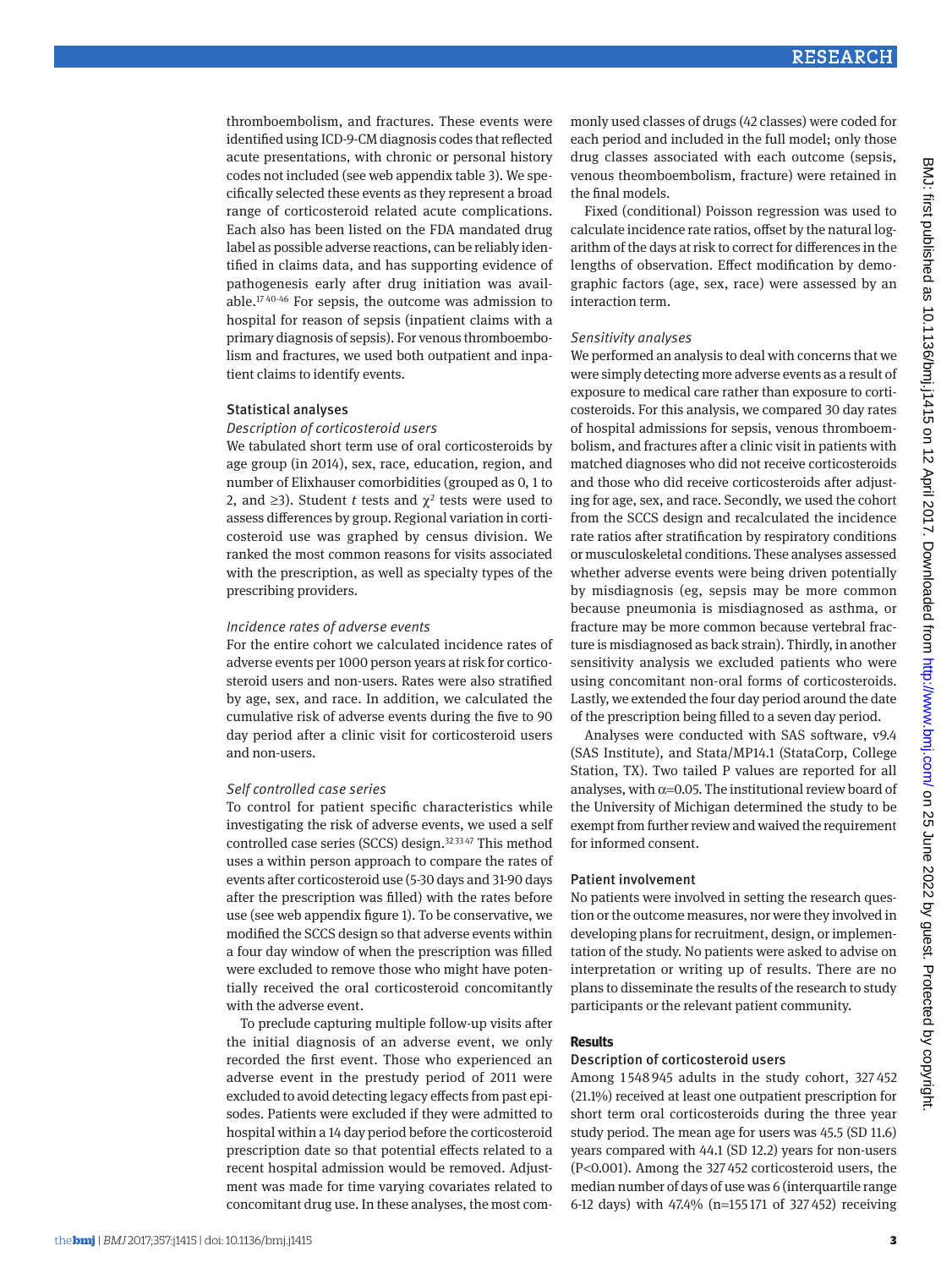thromboembolism, and fractures. These events were identified using ICD-9-CM diagnosis codes that reflected acute presentations, with chronic or personal history codes not included (see web appendix table 3). We specifically selected these events as they represent a broad range of corticosteroid related acute complications. Each also has been listed on the FDA mandated drug label as possible adverse reactions, can be reliably identified in claims data, and has supporting evidence of pathogenesis early after drug initiation was available.[17 40-46] For sepsis, the outcome was admission to hospital for reason of sepsis (inpatient claims with a primary diagnosis of sepsis). For venous thromboembolism and fractures, we used both outpatient and inpatient claims to identify events.

### Statistical analyses

*Description of corticosteroid users*

We tabulated short term use of oral corticosteroids by age group (in 2014), sex, race, education, region, and number of Elixhauser comorbidities (grouped as 0, 1 to 2, and ≥3). Student *t* tests and $\chi^2$ tests were used to assess differences by group. Regional variation in corticosteroid use was graphed by census division. We ranked the most common reasons for visits associated with the prescription, as well as specialty types of the prescribing providers.

*Incidence rates of adverse events*

For the entire cohort we calculated incidence rates of adverse events per 1000 person years at risk for corticosteroid users and non-users. Rates were also stratified by age, sex, and race. In addition, we calculated the cumulative risk of adverse events during the five to 90 day period after a clinic visit for corticosteroid users and non-users.

*Self controlled case series*

To control for patient specific characteristics while investigating the risk of adverse events, we used a self controlled case series (SCCS) design.[32 33 47] This method uses a within person approach to compare the rates of events after corticosteroid use (5-30 days and 31-90 days after the prescription was filled) with the rates before use (see web appendix figure 1). To be conservative, we modified the SCCS design so that adverse events within a four day window of when the prescription was filled were excluded to remove those who might have potentially received the oral corticosteroid concomitantly with the adverse event.

To preclude capturing multiple follow-up visits after the initial diagnosis of an adverse event, we only recorded the first event. Those who experienced an adverse event in the prestudy period of 2011 were excluded to avoid detecting legacy effects from past episodes. Patients were excluded if they were admitted to hospital within a 14 day period before the corticosteroid prescription date so that potential effects related to a recent hospital admission would be removed. Adjustment was made for time varying covariates related to concomitant drug use. In these analyses, the most commonly used classes of drugs (42 classes) were coded for each period and included in the full model; only those drug classes associated with each outcome (sepsis, venous theomboembolism, fracture) were retained in the final models.

Fixed (conditional) Poisson regression was used to calculate incidence rate ratios, offset by the natural logarithm of the days at risk to correct for differences in the lengths of observation. Effect modification by demographic factors (age, sex, race) were assessed by an interaction term.

*Sensitivity analyses*

We performed an analysis to deal with concerns that we were simply detecting more adverse events as a result of exposure to medical care rather than exposure to corticosteroids. For this analysis, we compared 30 day rates of hospital admissions for sepsis, venous thromboembolism, and fractures after a clinic visit in patients with matched diagnoses who did not receive corticosteroids and those who did receive corticosteroids after adjusting for age, sex, and race. Secondly, we used the cohort from the SCCS design and recalculated the incidence rate ratios after stratification by respiratory conditions or musculoskeletal conditions. These analyses assessed whether adverse events were being driven potentially by misdiagnosis (eg, sepsis may be more common because pneumonia is misdiagnosed as asthma, or fracture may be more common because vertebral fracture is misdiagnosed as back strain). Thirdly, in another sensitivity analysis we excluded patients who were using concomitant non-oral forms of corticosteroids. Lastly, we extended the four day period around the date of the prescription being filled to a seven day period.

Analyses were conducted with SAS software, v9.4 (SAS Institute), and Stata/MP14.1 (StataCorp, College Station, TX). Two tailed P values are reported for all analyses, with $\alpha$=0.05. The institutional review board of the University of Michigan determined the study to be exempt from further review and waived the requirement for informed consent.

### Patient involvement

No patients were involved in setting the research question or the outcome measures, nor were they involved in developing plans for recruitment, design, or implementation of the study. No patients were asked to advise on interpretation or writing up of results. There are no plans to disseminate the results of the research to study participants or the relevant patient community.

## Results

### Description of corticosteroid users

Among 1 548 945 adults in the study cohort, 327 452 (21.1%) received at least one outpatient prescription for short term oral corticosteroids during the three year study period. The mean age for users was 45.5 (SD 11.6) years compared with 44.1 (SD 12.2) years for non-users (P<0.001). Among the 327 452 corticosteroid users, the median number of days of use was 6 (interquartile range 6-12 days) with 47.4% (n=155 171 of 327 452) receiving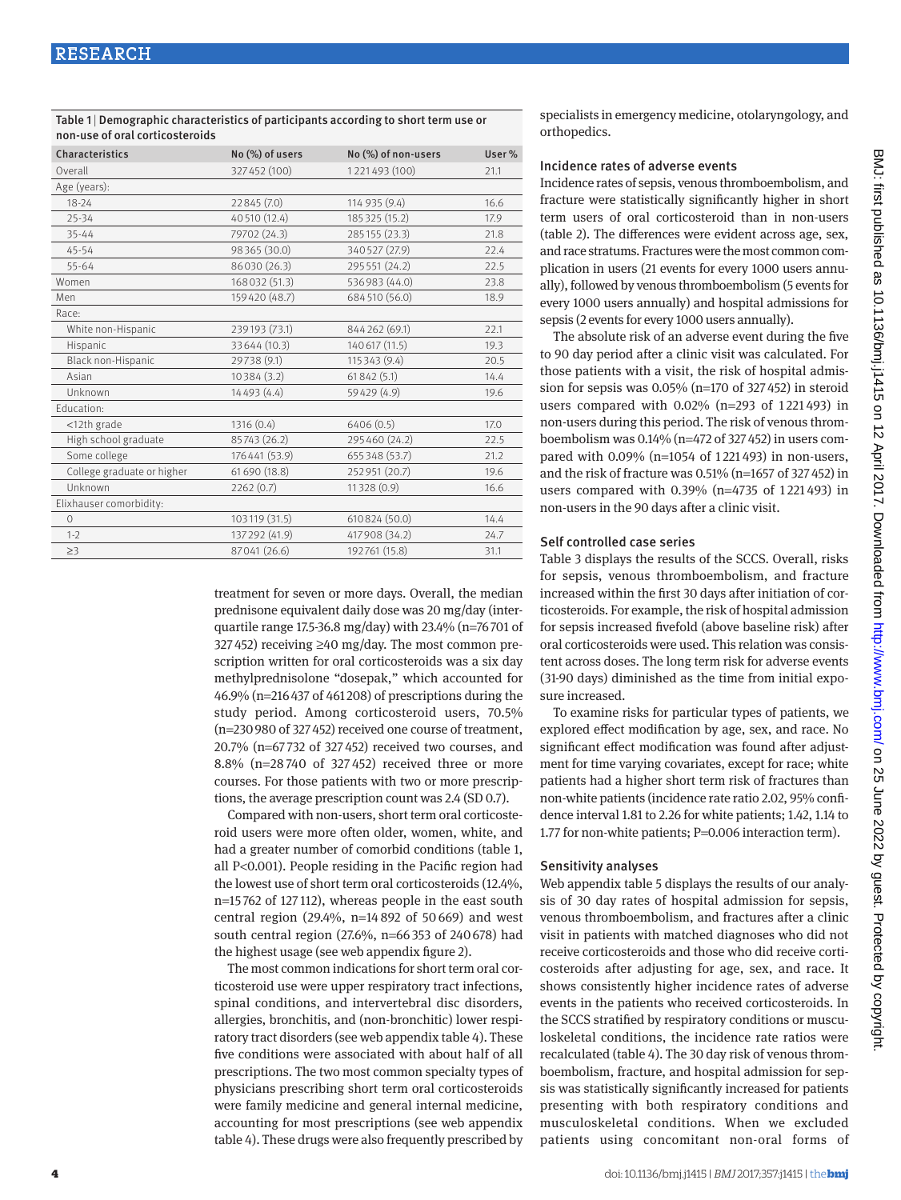Table 1 | Demographic characteristics of participants according to short term use or non-use of oral corticosteroids

| Characteristics | No (%) of users | No (%) of non-users | User % |
|---|---|---|---|
| Overall | 327 452 (100) | 1 221 493 (100) | 21.1 |
| Age (years): | | | |
| 18-24 | 22 845 (7.0) | 114 935 (9.4) | 16.6 |
| 25-34 | 40 510 (12.4) | 185 325 (15.2) | 17.9 |
| 35-44 | 79702 (24.3) | 285 155 (23.3) | 21.8 |
| 45-54 | 98 365 (30.0) | 340 527 (27.9) | 22.4 |
| 55-64 | 86 030 (26.3) | 295 551 (24.2) | 22.5 |
| Women | 168 032 (51.3) | 536 983 (44.0) | 23.8 |
| Men | 159 420 (48.7) | 684 510 (56.0) | 18.9 |
| Race: | | | |
| White non-Hispanic | 239 193 (73.1) | 844 262 (69.1) | 22.1 |
| Hispanic | 33 644 (10.3) | 140 617 (11.5) | 19.3 |
| Black non-Hispanic | 29738 (9.1) | 115 343 (9.4) | 20.5 |
| Asian | 10 384 (3.2) | 61 842 (5.1) | 14.4 |
| Unknown | 14 493 (4.4) | 59 429 (4.9) | 19.6 |
| Education: | | | |
| <12th grade | 1316 (0.4) | 6406 (0.5) | 17.0 |
| High school graduate | 85 743 (26.2) | 295 460 (24.2) | 22.5 |
| Some college | 176 441 (53.9) | 655 348 (53.7) | 21.2 |
| College graduate or higher | 61 690 (18.8) | 252 951 (20.7) | 19.6 |
| Unknown | 2262 (0.7) | 11 328 (0.9) | 16.6 |
| Elixhauser comorbidity: | | | |
| 0 | 103 119 (31.5) | 610 824 (50.0) | 14.4 |
| 1-2 | 137 292 (41.9) | 417 908 (34.2) | 24.7 |
| ≥3 | 87 041 (26.6) | 192 761 (15.8) | 31.1 |

treatment for seven or more days. Overall, the median prednisone equivalent daily dose was 20 mg/day (interquartile range 17.5-36.8 mg/day) with 23.4% (n=76 701 of 327 452) receiving ≥40 mg/day. The most common prescription written for oral corticosteroids was a six day methylprednisolone "dosepak," which accounted for 46.9% (n=216 437 of 461 208) of prescriptions during the study period. Among corticosteroid users, 70.5% (n=230 980 of 327 452) received one course of treatment, 20.7% (n=67 732 of 327 452) received two courses, and 8.8% (n=28 740 of 327 452) received three or more courses. For those patients with two or more prescriptions, the average prescription count was 2.4 (SD 0.7).

Compared with non-users, short term oral corticosteroid users were more often older, women, white, and had a greater number of comorbid conditions (table 1, all P<0.001). People residing in the Pacific region had the lowest use of short term oral corticosteroids (12.4%, n=15 762 of 127 112), whereas people in the east south central region (29.4%, n=14 892 of 50 669) and west south central region (27.6%, n=66 353 of 240 678) had the highest usage (see web appendix figure 2).

The most common indications for short term oral corticosteroid use were upper respiratory tract infections, spinal conditions, and intervertebral disc disorders, allergies, bronchitis, and (non-bronchitic) lower respiratory tract disorders (see web appendix table 4). These five conditions were associated with about half of all prescriptions. The two most common specialty types of physicians prescribing short term oral corticosteroids were family medicine and general internal medicine, accounting for most prescriptions (see web appendix table 4). These drugs were also frequently prescribed by specialists in emergency medicine, otolaryngology, and orthopedics.

### Incidence rates of adverse events

Incidence rates of sepsis, venous thromboembolism, and fracture were statistically significantly higher in short term users of oral corticosteroid than in non-users (table 2). The differences were evident across age, sex, and race stratums. Fractures were the most common complication in users (21 events for every 1000 users annually), followed by venous thromboembolism (5 events for every 1000 users annually) and hospital admissions for sepsis (2 events for every 1000 users annually).

The absolute risk of an adverse event during the five to 90 day period after a clinic visit was calculated. For those patients with a visit, the risk of hospital admission for sepsis was 0.05% (n=170 of 327 452) in steroid users compared with 0.02% (n=293 of 1 221 493) in non-users during this period. The risk of venous thromboembolism was 0.14% (n=472 of 327 452) in users compared with 0.09% (n=1054 of 1 221 493) in non-users, and the risk of fracture was 0.51% (n=1657 of 327 452) in users compared with 0.39% (n=4735 of 1 221 493) in non-users in the 90 days after a clinic visit.

### Self controlled case series

Table 3 displays the results of the SCCS. Overall, risks for sepsis, venous thromboembolism, and fracture increased within the first 30 days after initiation of corticosteroids. For example, the risk of hospital admission for sepsis increased fivefold (above baseline risk) after oral corticosteroids were used. This relation was consistent across doses. The long term risk for adverse events (31-90 days) diminished as the time from initial exposure increased.

To examine risks for particular types of patients, we explored effect modification by age, sex, and race. No significant effect modification was found after adjustment for time varying covariates, except for race; white patients had a higher short term risk of fractures than non-white patients (incidence rate ratio 2.02, 95% confidence interval 1.81 to 2.26 for white patients; 1.42, 1.14 to 1.77 for non-white patients; P=0.006 interaction term).

### Sensitivity analyses

Web appendix table 5 displays the results of our analysis of 30 day rates of hospital admission for sepsis, venous thromboembolism, and fractures after a clinic visit in patients with matched diagnoses who did not receive corticosteroids and those who did receive corticosteroids after adjusting for age, sex, and race. It shows consistently higher incidence rates of adverse events in the patients who received corticosteroids. In the SCCS stratified by respiratory conditions or musculoskeletal conditions, the incidence rate ratios were recalculated (table 4). The 30 day risk of venous thromboembolism, fracture, and hospital admission for sepsis was statistically significantly increased for patients presenting with both respiratory conditions and musculoskeletal conditions. When we excluded patients using concomitant non-oral forms of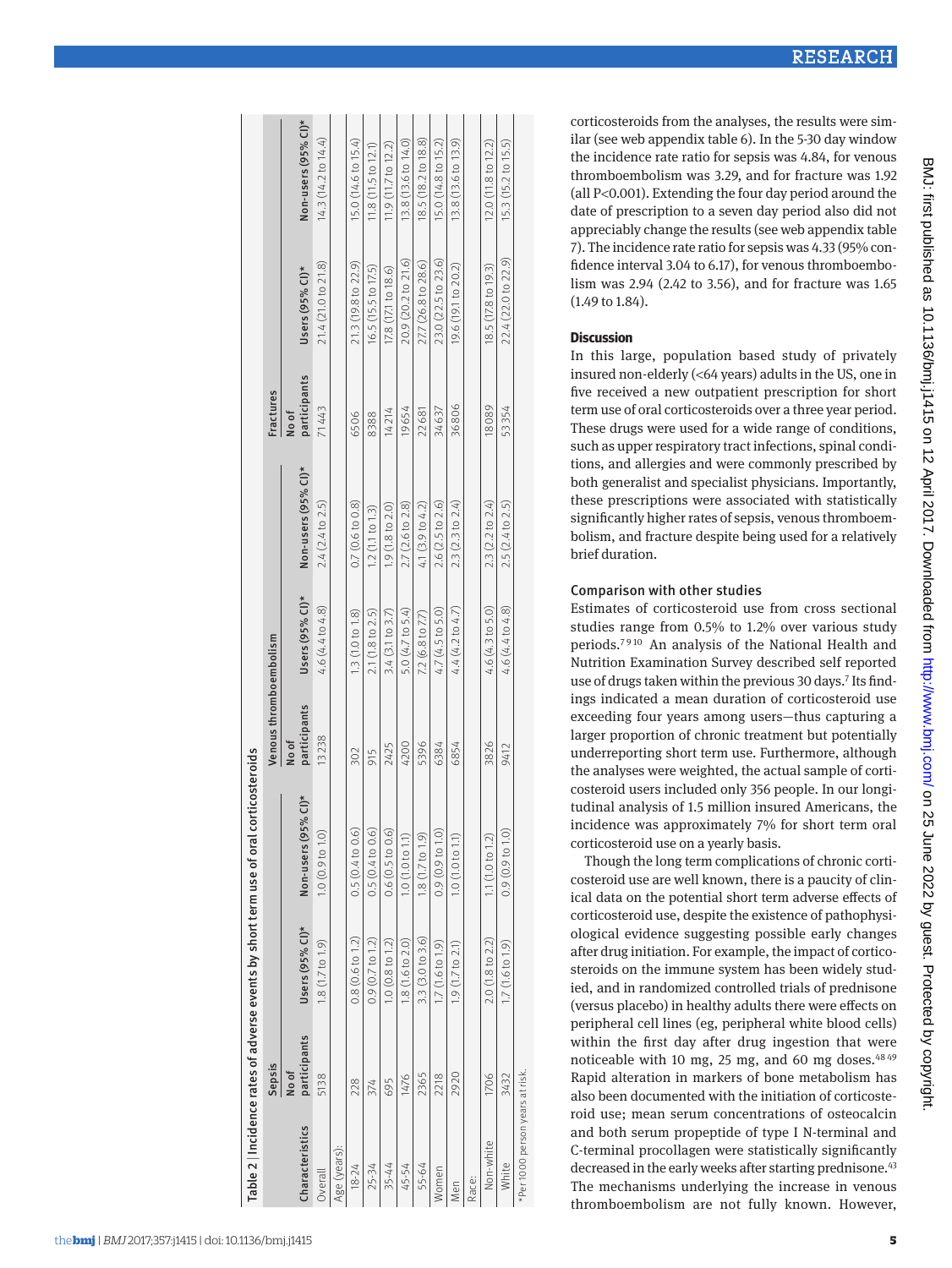Table 2 | Incidence rates of adverse events by short term use of oral corticosteroids

| Characteristics | Sepsis | | | Venous thromboembolism | | | Fractures | | |
|---|---|---|---|---|---|---|---|---|---|
| | No of participants | Users (95% CI)* | Non-users (95% CI)* | No of participants | Users (95% CI)* | Non-users (95% CI)* | No of participants | Users (95% CI)* | Non-users (95% CI)* |
| Overall | 5138 | 1.8 (1.7 to 1.9) | 1.0 (0.9 to 1.0) | 13238 | 4.6 (4.4 to 4.8) | 2.4 (2.4 to 2.5) | 71443 | 21.4 (21.0 to 21.8) | 14.3 (14.2 to 14.4) |
| Age (years): | | | | | | | | | |
| 18-24 | 228 | 0.8 (0.6 to 1.2) | 0.5 (0.4 to 0.6) | 302 | 1.3 (1.0 to 1.8) | 0.7 (0.6 to 0.8) | 6506 | 21.3 (19.8 to 22.9) | 15.0 (14.6 to 15.4) |
| 25-34 | 374 | 0.9 (0.7 to 1.2) | 0.5 (0.4 to 0.6) | 915 | 2.1 (1.8 to 2.5) | 1.2 (1.1 to 1.3) | 8388 | 16.5 (15.5 to 17.5) | 11.8 (11.5 to 12.1) |
| 35-44 | 695 | 1.0 (0.8 to 1.2) | 0.6 (0.5 to 0.6) | 2425 | 3.4 (3.1 to 3.7) | 1.9 (1.8 to 2.0) | 14214 | 17.8 (17.1 to 18.6) | 11.9 (11.7 to 12.2) |
| 45-54 | 1476 | 1.8 (1.6 to 2.0) | 1.0 (1.0 to 1.1) | 4200 | 5.0 (4.7 to 5.4) | 2.7 (2.6 to 2.8) | 19654 | 20.9 (20.2 to 21.6) | 13.8 (13.6 to 14.0) |
| 55-64 | 2365 | 3.3 (3.0 to 3.6) | 1.8 (1.7 to 1.9) | 5396 | 7.2 (6.8 to 7.7) | 4.1 (3.9 to 4.2) | 22681 | 27.7 (26.8 to 28.6) | 18.5 (18.2 to 18.8) |
| Women | 2218 | 1.7 (1.6 to 1.9) | 0.9 (0.9 to 1.0) | 6384 | 4.7 (4.5 to 5.0) | 2.6 (2.5 to 2.6) | 34637 | 23.0 (22.5 to 23.6) | 15.0 (14.8 to 15.2) |
| Men | 2920 | 1.9 (1.7 to 2.1) | 1.0 (1.0 to 1.1) | 6854 | 4.4 (4.2 to 4.7) | 2.3 (2.3 to 2.4) | 36806 | 19.6 (19.1 to 20.2) | 13.8 (13.6 to 13.9) |
| Race: | | | | | | | | | |
| Non-white | 1706 | 2.0 (1.8 to 2.2) | 1.1 (1.0 to 1.2) | 3826 | 4.6 (4.3 to 5.0) | 2.3 (2.2 to 2.4) | 18089 | 18.5 (17.8 to 19.3) | 12.0 (11.8 to 12.2) |
| White | 3432 | 1.7 (1.6 to 1.9) | 0.9 (0.9 to 1.0) | 9412 | 4.6 (4.4 to 4.8) | 2.5 (2.4 to 2.5) | 53354 | 22.4 (22.0 to 22.9) | 15.3 (15.2 to 15.5) |

*Per 1000 person years at risk.

corticosteroids from the analyses, the results were similar (see web appendix table 6). In the 5-30 day window the incidence rate ratio for sepsis was 4.84, for venous thromboembolism was 3.29, and for fracture was 1.92 (all P<0.001). Extending the four day period around the date of prescription to a seven day period also did not appreciably change the results (see web appendix table 7). The incidence rate ratio for sepsis was 4.33 (95% confidence interval 3.04 to 6.17), for venous thromboembolism was 2.94 (2.42 to 3.56), and for fracture was 1.65 (1.49 to 1.84).

## Discussion

In this large, population based study of privately insured non-elderly (<64 years) adults in the US, one in five received a new outpatient prescription for short term use of oral corticosteroids over a three year period. These drugs were used for a wide range of conditions, such as upper respiratory tract infections, spinal conditions, and allergies and were commonly prescribed by both generalist and specialist physicians. Importantly, these prescriptions were associated with statistically significantly higher rates of sepsis, venous thromboembolism, and fracture despite being used for a relatively brief duration.

### Comparison with other studies

Estimates of corticosteroid use from cross sectional studies range from 0.5% to 1.2% over various study periods.[7,9,10] An analysis of the National Health and Nutrition Examination Survey described self reported use of drugs taken within the previous 30 days.[7] Its findings indicated a mean duration of corticosteroid use exceeding four years among users—thus capturing a larger proportion of chronic treatment but potentially underreporting short term use. Furthermore, although the analyses were weighted, the actual sample of corticosteroid users included only 356 people. In our longitudinal analysis of 1.5 million insured Americans, the incidence was approximately 7% for short term oral corticosteroid use on a yearly basis.

Though the long term complications of chronic corticosteroid use are well known, there is a paucity of clinical data on the potential short term adverse effects of corticosteroid use, despite the existence of pathophysiological evidence suggesting possible early changes after drug initiation. For example, the impact of corticosteroids on the immune system has been widely studied, and in randomized controlled trials of prednisone (versus placebo) in healthy adults there were effects on peripheral cell lines (eg, peripheral white blood cells) within the first day after drug ingestion that were noticeable with 10 mg, 25 mg, and 60 mg doses.[48,49] Rapid alteration in markers of bone metabolism has also been documented with the initiation of corticosteroid use; mean serum concentrations of osteocalcin and both serum propeptide of type I N-terminal and C-terminal procollagen were statistically significantly decreased in the early weeks after starting prednisone.[43] The mechanisms underlying the increase in venous thromboembolism are not fully known. However,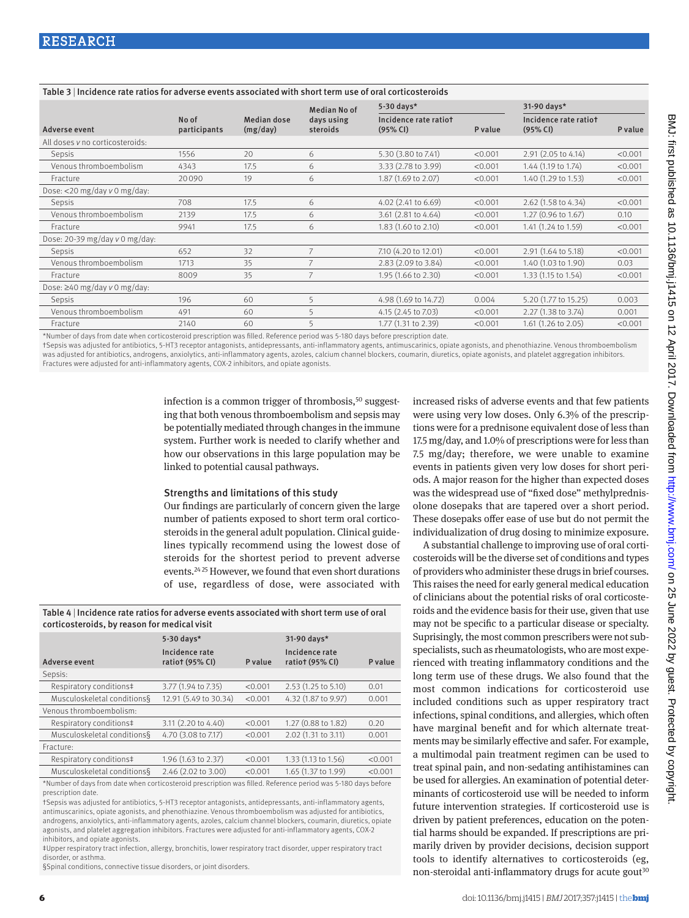**Table 3** | Incidence rate ratios for adverse events associated with short term use of oral corticosteroids

| Adverse event | No of participants | Median dose (mg/day) | Median No of days using steroids | 5-30 days* | | 31-90 days* | |
|---|---|---|---|---|---|---|---|
| | | | | Incidence rate ratio† (95% CI) | P value | Incidence rate ratio† (95% CI) | P value |
| All doses v no corticosteroids: | | | | | | | |
| Sepsis | 1556 | 20 | 6 | 5.30 (3.80 to 7.41) | <0.001 | 2.91 (2.05 to 4.14) | <0.001 |
| Venous thromboembolism | 4343 | 17.5 | 6 | 3.33 (2.78 to 3.99) | <0.001 | 1.44 (1.19 to 1.74) | <0.001 |
| Fracture | 20 090 | 19 | 6 | 1.87 (1.69 to 2.07) | <0.001 | 1.40 (1.29 to 1.53) | <0.001 |
| Dose: <20 mg/day v 0 mg/day: | | | | | | | |
| Sepsis | 708 | 17.5 | 6 | 4.02 (2.41 to 6.69) | <0.001 | 2.62 (1.58 to 4.34) | <0.001 |
| Venous thromboembolism | 2139 | 17.5 | 6 | 3.61 (2.81 to 4.64) | <0.001 | 1.27 (0.96 to 1.67) | 0.10 |
| Fracture | 9941 | 17.5 | 6 | 1.83 (1.60 to 2.10) | <0.001 | 1.41 (1.24 to 1.59) | <0.001 |
| Dose: 20-39 mg/day v 0 mg/day: | | | | | | | |
| Sepsis | 652 | 32 | 7 | 7.10 (4.20 to 12.01) | <0.001 | 2.91 (1.64 to 5.18) | <0.001 |
| Venous thromboembolism | 1713 | 35 | 7 | 2.83 (2.09 to 3.84) | <0.001 | 1.40 (1.03 to 1.90) | 0.03 |
| Fracture | 8009 | 35 | 7 | 1.95 (1.66 to 2.30) | <0.001 | 1.33 (1.15 to 1.54) | <0.001 |
| Dose: ≥40 mg/day v 0 mg/day: | | | | | | | |
| Sepsis | 196 | 60 | 5 | 4.98 (1.69 to 14.72) | 0.004 | 5.20 (1.77 to 15.25) | 0.003 |
| Venous thromboembolism | 491 | 60 | 5 | 4.15 (2.45 to 7.03) | <0.001 | 2.27 (1.38 to 3.74) | 0.001 |
| Fracture | 2140 | 60 | 5 | 1.77 (1.31 to 2.39) | <0.001 | 1.61 (1.26 to 2.05) | <0.001 |

*Number of days from date when corticosteroid prescription was filled. Reference period was 5-180 days before prescription date.
†Sepsis was adjusted for antibiotics, 5-HT3 receptor antagonists, antidepressants, anti-inflammatory agents, antimuscarinics, opiate agonists, and phenothiazine. Venous thromboembolism was adjusted for antibiotics, androgens, anxiolytics, anti-inflammatory agents, azoles, calcium channel blockers, coumarin, diuretics, opiate agonists, and platelet aggregation inhibitors. Fractures were adjusted for anti-inflammatory agents, COX-2 inhibitors, and opiate agonists.

infection is a common trigger of thrombosis,[50] suggesting that both venous thromboembolism and sepsis may be potentially mediated through changes in the immune system. Further work is needed to clarify whether and how our observations in this large population may be linked to potential causal pathways.

### Strengths and limitations of this study

Our findings are particularly of concern given the large number of patients exposed to short term oral corticosteroids in the general adult population. Clinical guidelines typically recommend using the lowest dose of steroids for the shortest period to prevent adverse events.[24,25] However, we found that even short durations of use, regardless of dose, were associated with increased risks of adverse events and that few patients were using very low doses. Only 6.3% of the prescriptions were for a prednisone equivalent dose of less than 17.5 mg/day, and 1.0% of prescriptions were for less than 7.5 mg/day; therefore, we were unable to examine events in patients given very low doses for short periods. A major reason for the higher than expected doses was the widespread use of "fixed dose" methylprednisolone dosepaks that are tapered over a short period. These dosepaks offer ease of use but do not permit the individualization of drug dosing to minimize exposure.

**Table 4** | Incidence rate ratios for adverse events associated with short term use of oral corticosteroids, by reason for medical visit

| Adverse event | 5-30 days* | | 31-90 days* | |
|---|---|---|---|---|
| | Incidence rate ratio† (95% CI) | P value | Incidence rate ratio† (95% CI) | P value |
| Sepsis: | | | | |
| Respiratory conditions‡ | 3.77 (1.94 to 7.35) | <0.001 | 2.53 (1.25 to 5.10) | 0.01 |
| Musculoskeletal conditions§ | 12.91 (5.49 to 30.34) | <0.001 | 4.32 (1.87 to 9.97) | 0.001 |
| Venous thromboembolism: | | | | |
| Respiratory conditions‡ | 3.11 (2.20 to 4.40) | <0.001 | 1.27 (0.88 to 1.82) | 0.20 |
| Musculoskeletal conditions§ | 4.70 (3.08 to 7.17) | <0.001 | 2.02 (1.31 to 3.11) | 0.001 |
| Fracture: | | | | |
| Respiratory conditions‡ | 1.96 (1.63 to 2.37) | <0.001 | 1.33 (1.13 to 1.56) | <0.001 |
| Musculoskeletal conditions§ | 2.46 (2.02 to 3.00) | <0.001 | 1.65 (1.37 to 1.99) | <0.001 |

*Number of days from date when corticosteroid prescription was filled. Reference period was 5-180 days before prescription date.
†Sepsis was adjusted for antibiotics, 5-HT3 receptor antagonists, antidepressants, anti-inflammatory agents, antimuscarinics, opiate agonists, and phenothiazine. Venous thromboembolism was adjusted for antibiotics, androgens, anxiolytics, anti-inflammatory agents, azoles, calcium channel blockers, coumarin, diuretics, opiate agonists, and platelet aggregation inhibitors. Fractures were adjusted for anti-inflammatory agents, COX-2 inhibitors, and opiate agonists.
‡Upper respiratory tract infection, allergy, bronchitis, lower respiratory tract disorder, upper respiratory tract disorder, or asthma.
§Spinal conditions, connective tissue disorders, or joint disorders.

A substantial challenge to improving use of oral corticosteroids will be the diverse set of conditions and types of providers who administer these drugs in brief courses. This raises the need for early general medical education of clinicians about the potential risks of oral corticosteroids and the evidence basis for their use, given that use may not be specific to a particular disease or specialty. Suprisingly, the most common prescribers were not subspecialists, such as rheumatologists, who are most experienced with treating inflammatory conditions and the long term use of these drugs. We also found that the most common indications for corticosteroid use included conditions such as upper respiratory tract infections, spinal conditions, and allergies, which often have marginal benefit and for which alternate treatments may be similarly effective and safer. For example, a multimodal pain treatment regimen can be used to treat spinal pain, and non-sedating antihistamines can be used for allergies. An examination of potential determinants of corticosteroid use will be needed to inform future intervention strategies. If corticosteroid use is driven by patient preferences, education on the potential harms should be expanded. If prescriptions are primarily driven by provider decisions, decision support tools to identify alternatives to corticosteroids (eg, non-steroidal anti-inflammatory drugs for acute gout[30]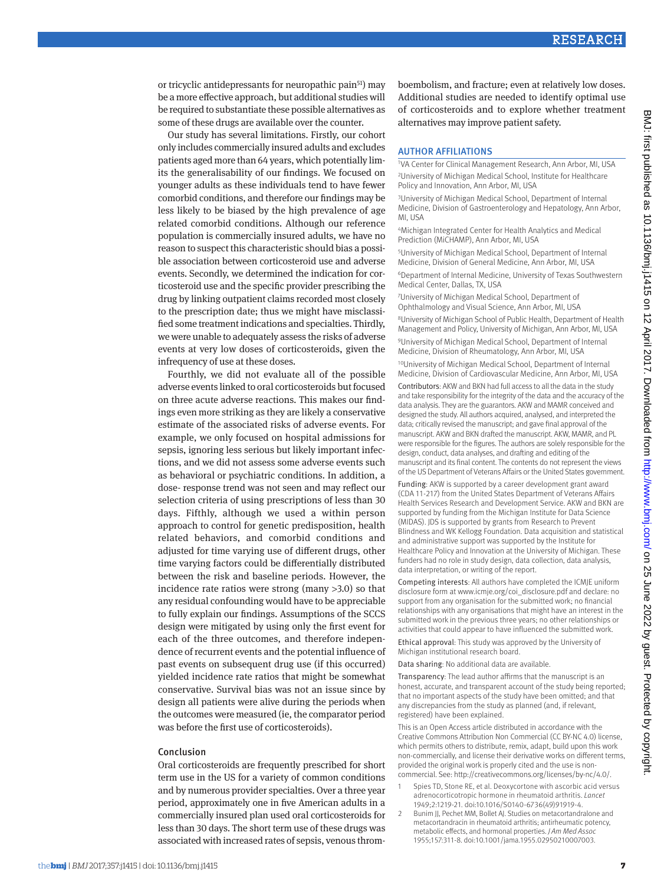or tricyclic antidepressants for neuropathic pain[51]) may be a more effective approach, but additional studies will be required to substantiate these possible alternatives as some of these drugs are available over the counter.

Our study has several limitations. Firstly, our cohort only includes commercially insured adults and excludes patients aged more than 64 years, which potentially limits the generalisability of our findings. We focused on younger adults as these individuals tend to have fewer comorbid conditions, and therefore our findings may be less likely to be biased by the high prevalence of age related comorbid conditions. Although our reference population is commercially insured adults, we have no reason to suspect this characteristic should bias a possible association between corticosteroid use and adverse events. Secondly, we determined the indication for corticosteroid use and the specific provider prescribing the drug by linking outpatient claims recorded most closely to the prescription date; thus we might have misclassified some treatment indications and specialties. Thirdly, we were unable to adequately assess the risks of adverse events at very low doses of corticosteroids, given the infrequency of use at these doses.

Fourthly, we did not evaluate all of the possible adverse events linked to oral corticosteroids but focused on three acute adverse reactions. This makes our findings even more striking as they are likely a conservative estimate of the associated risks of adverse events. For example, we only focused on hospital admissions for sepsis, ignoring less serious but likely important infections, and we did not assess some adverse events such as behavioral or psychiatric conditions. In addition, a dose- response trend was not seen and may reflect our selection criteria of using prescriptions of less than 30 days. Fifthly, although we used a within person approach to control for genetic predisposition, health related behaviors, and comorbid conditions and adjusted for time varying use of different drugs, other time varying factors could be differentially distributed between the risk and baseline periods. However, the incidence rate ratios were strong (many >3.0) so that any residual confounding would have to be appreciable to fully explain our findings. Assumptions of the SCCS design were mitigated by using only the first event for each of the three outcomes, and therefore independence of recurrent events and the potential influence of past events on subsequent drug use (if this occurred) yielded incidence rate ratios that might be somewhat conservative. Survival bias was not an issue since by design all patients were alive during the periods when the outcomes were measured (ie, the comparator period was before the first use of corticosteroids).

## Conclusion

Oral corticosteroids are frequently prescribed for short term use in the US for a variety of common conditions and by numerous provider specialties. Over a three year period, approximately one in five American adults in a commercially insured plan used oral corticosteroids for less than 30 days. The short term use of these drugs was associated with increased rates of sepsis, venous thromboembolism, and fracture; even at relatively low doses. Additional studies are needed to identify optimal use of corticosteroids and to explore whether treatment alternatives may improve patient safety.

## AUTHOR AFFILIATIONS

[1]VA Center for Clinical Management Research, Ann Arbor, MI, USA

[2]University of Michigan Medical School, Institute for Healthcare Policy and Innovation, Ann Arbor, MI, USA

[3]University of Michigan Medical School, Department of Internal Medicine, Division of Gastroenterology and Hepatology, Ann Arbor, MI, USA

[4]Michigan Integrated Center for Health Analytics and Medical Prediction (MiCHAMP), Ann Arbor, MI, USA

[5]University of Michigan Medical School, Department of Internal Medicine, Division of General Medicine, Ann Arbor, MI, USA

[6]Department of Internal Medicine, University of Texas Southwestern Medical Center, Dallas, TX, USA

[7]University of Michigan Medical School, Department of Ophthalmology and Visual Science, Ann Arbor, MI, USA

[8]University of Michigan School of Public Health, Department of Health Management and Policy, University of Michigan, Ann Arbor, MI, USA

[9]University of Michigan Medical School, Department of Internal Medicine, Division of Rheumatology, Ann Arbor, MI, USA

[10]University of Michigan Medical School, Department of Internal Medicine, Division of Cardiovascular Medicine, Ann Arbor, MI, USA

Contributors: AKW and BKN had full access to all the data in the study and take responsibility for the integrity of the data and the accuracy of the data analysis. They are the guarantors. AKW and MAMR conceived and designed the study. All authors acquired, analysed, and interpreted the data; critically revised the manuscript; and gave final approval of the manuscript. AKW and BKN drafted the manuscript. AKW, MAMR, and PL were responsible for the figures. The authors are solely responsible for the design, conduct, data analyses, and drafting and editing of the manuscript and its final content. The contents do not represent the views of the US Department of Veterans Affairs or the United States government.

Funding: AKW is supported by a career development grant award (CDA 11-217) from the United States Department of Veterans Affairs Health Services Research and Development Service. AKW and BKN are supported by funding from the Michigan Institute for Data Science (MIDAS). JDS is supported by grants from Research to Prevent Blindness and WK Kellogg Foundation. Data acquisition and statistical and administrative support was supported by the Institute for Healthcare Policy and Innovation at the University of Michigan. These funders had no role in study design, data collection, data analysis, data interpretation, or writing of the report.

Competing interests: All authors have completed the ICMJE uniform disclosure form at www.icmje.org/coi_disclosure.pdf and declare: no support from any organisation for the submitted work; no financial relationships with any organisations that might have an interest in the submitted work in the previous three years; no other relationships or activities that could appear to have influenced the submitted work.

Ethical approval: This study was approved by the University of Michigan institutional research board.

Data sharing: No additional data are available.

Transparency: The lead author affirms that the manuscript is an honest, accurate, and transparent account of the study being reported; that no important aspects of the study have been omitted; and that any discrepancies from the study as planned (and, if relevant, registered) have been explained.

This is an Open Access article distributed in accordance with the Creative Commons Attribution Non Commercial (CC BY-NC 4.0) license, which permits others to distribute, remix, adapt, build upon this work non-commercially, and license their derivative works on different terms, provided the original work is properly cited and the use is non-commercial. See: http://creativecommons.org/licenses/by-nc/4.0/.

1. Spies TD, Stone RE, et al. Deoxycortone with ascorbic acid versus adrenocorticotropic hormone in rheumatoid arthritis. *Lancet* 1949;2:1219-21. doi:10.1016/S0140-6736(49)91919-4.
2. Bunim JJ, Pechet MM, Bollet AJ. Studies on metacortandralone and metacortandracin in rheumatoid arthritis; antirheumatic potency, metabolic effects, and hormonal properties. *J Am Med Assoc* 1955;157:311-8. doi:10.1001/jama.1955.02950210007003.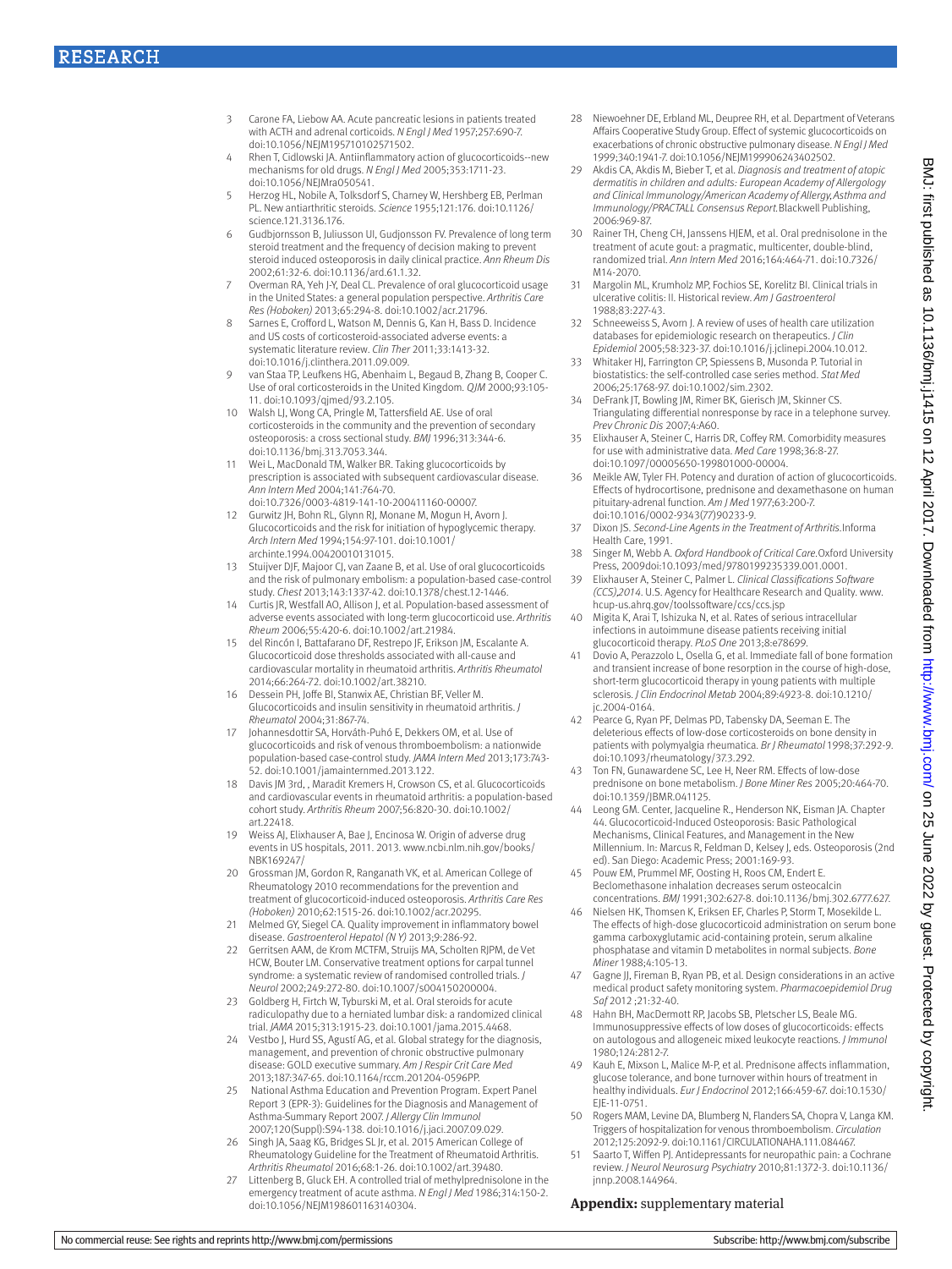3 Carone FA, Liebow AA. Acute pancreatic lesions in patients treated with ACTH and adrenal corticoids. *N Engl J Med* 1957;257:690-7. doi:10.1056/NEJM195710102571502.

4 Rhen T, Cidlowski JA. Antiinflammatory action of glucocorticoids--new mechanisms for old drugs. *N Engl J Med* 2005;353:1711-23. doi:10.1056/NEJMra050541.

5 Herzog HL, Nobile A, Tolksdorf S, Charney W, Hershberg EB, Perlman PL. New antiarthritic steroids. *Science* 1955;121:176. doi:10.1126/science.121.3136.176.

6 Gudbjornsson B, Juliusson UI, Gudjonsson FV. Prevalence of long term steroid treatment and the frequency of decision making to prevent steroid induced osteoporosis in daily clinical practice. *Ann Rheum Dis* 2002;61:32-6. doi:10.1136/ard.61.1.32.

7 Overman RA, Yeh J-Y, Deal CL. Prevalence of oral glucocorticoid usage in the United States: a general population perspective. *Arthritis Care Res (Hoboken)* 2013;65:294-8. doi:10.1002/acr.21796.

8 Sarnes E, Crofford L, Watson M, Dennis G, Kan H, Bass D. Incidence and US costs of corticosteroid-associated adverse events: a systematic literature review. *Clin Ther* 2011;33:1413-32. doi:10.1016/j.clinthera.2011.09.009.

9 van Staa TP, Leufkens HG, Abenhaim L, Begaud B, Zhang B, Cooper C. Use of oral corticosteroids in the United Kingdom. *QJM* 2000;93:105-11. doi:10.1093/qjmed/93.2.105.

10 Walsh LJ, Wong CA, Pringle M, Tattersfield AE. Use of oral corticosteroids in the community and the prevention of secondary osteoporosis: a cross sectional study. *BMJ* 1996;313:344-6. doi:10.1136/bmj.313.7053.344.

11 Wei L, MacDonald TM, Walker BR. Taking glucocorticoids by prescription is associated with subsequent cardiovascular disease. *Ann Intern Med* 2004;141:764-70. doi:10.7326/0003-4819-141-10-200411160-00007.

12 Gurwitz JH, Bohn RL, Glynn RJ, Monane M, Mogun H, Avorn J. Glucocorticoids and the risk for initiation of hypoglycemic therapy. *Arch Intern Med* 1994;154:97-101. doi:10.1001/archinte.1994.00420010131015.

13 Stuijver DJF, Majoor CJ, van Zaane B, et al. Use of oral glucocorticoids and the risk of pulmonary embolism: a population-based case-control study. *Chest* 2013;143:1337-42. doi:10.1378/chest.12-1446.

14 Curtis JR, Westfall AO, Allison J, et al. Population-based assessment of adverse events associated with long-term glucocorticoid use. *Arthritis Rheum* 2006;55:420-6. doi:10.1002/art.21984.

15 del Rincón I, Battafarano DF, Restrepo JF, Erikson JM, Escalante A. Glucocorticoid dose thresholds associated with all-cause and cardiovascular mortality in rheumatoid arthritis. *Arthritis Rheumatol* 2014;66:264-72. doi:10.1002/art.38210.

16 Dessein PH, Joffe BI, Stanwix AE, Christian BF, Veller M. Glucocorticoids and insulin sensitivity in rheumatoid arthritis. *J Rheumatol* 2004;31:867-74.

17 Johannesdottir SA, Horváth-Puhó E, Dekkers OM, et al. Use of glucocorticoids and risk of venous thromboembolism: a nationwide population-based case-control study. *JAMA Intern Med* 2013;173:743-52. doi:10.1001/jamainternmed.2013.122.

18 Davis JM 3rd, , Maradit Kremers H, Crowson CS, et al. Glucocorticoids and cardiovascular events in rheumatoid arthritis: a population-based cohort study. *Arthritis Rheum* 2007;56:820-30. doi:10.1002/art.22418.

19 Weiss AJ, Elixhauser A, Bae J, Encinosa W. Origin of adverse drug events in US hospitals, 2011. 2013. www.ncbi.nlm.nih.gov/books/NBK169247/

20 Grossman JM, Gordon R, Ranganath VK, et al. American College of Rheumatology 2010 recommendations for the prevention and treatment of glucocorticoid-induced osteoporosis. *Arthritis Care Res (Hoboken)* 2010;62:1515-26. doi:10.1002/acr.20295.

21 Melmed GY, Siegel CA. Quality improvement in inflammatory bowel disease. *Gastroenterol Hepatol (N Y)* 2013;9:286-92.

22 Gerritsen AAM, de Krom MCTFM, Struijs MA, Scholten RJPM, de Vet HCW, Bouter LM. Conservative treatment options for carpal tunnel syndrome: a systematic review of randomised controlled trials. *J Neurol* 2002;249:272-80. doi:10.1007/s004150200004.

23 Goldberg H, Firtch W, Tyburski M, et al. Oral steroids for acute radiculopathy due to a herniated lumbar disk: a randomized clinical trial. *JAMA* 2015;313:1915-23. doi:10.1001/jama.2015.4468.

24 Vestbo J, Hurd SS, Agustí AG, et al. Global strategy for the diagnosis, management, and prevention of chronic obstructive pulmonary disease: GOLD executive summary. *Am J Respir Crit Care Med* 2013;187:347-65. doi:10.1164/rccm.201204-0596PP.

25 National Asthma Education and Prevention Program. Expert Panel Report 3 (EPR-3): Guidelines for the Diagnosis and Management of Asthma-Summary Report 2007. *J Allergy Clin Immunol* 2007;120(Suppl):S94-138. doi:10.1016/j.jaci.2007.09.029.

26 Singh JA, Saag KG, Bridges SL Jr, et al. 2015 American College of Rheumatology Guideline for the Treatment of Rheumatoid Arthritis. *Arthritis Rheumatol* 2016;68:1-26. doi:10.1002/art.39480.

27 Littenberg B, Gluck EH. A controlled trial of methylprednisolone in the emergency treatment of acute asthma. *N Engl J Med* 1986;314:150-2. doi:10.1056/NEJM198601163140304.

28 Niewoehner DE, Erbland ML, Deupree RH, et al. Department of Veterans Affairs Cooperative Study Group. Effect of systemic glucocorticoids on exacerbations of chronic obstructive pulmonary disease. *N Engl J Med* 1999;340:1941-7. doi:10.1056/NEJM199906243402502.

29 Akdis CA, Akdis M, Bieber T, et al. *Diagnosis and treatment of atopic dermatitis in children and adults: European Academy of Allergology and Clinical Immunology/American Academy of Allergy, Asthma and Immunology/PRACTALL Consensus Report.* Blackwell Publishing, 2006:969-87.

30 Rainer TH, Cheng CH, Janssens HJEM, et al. Oral prednisolone in the treatment of acute gout: a pragmatic, multicenter, double-blind, randomized trial. *Ann Intern Med* 2016;164:464-71. doi:10.7326/M14-2070.

31 Margolin ML, Krumholz MP, Fochios SE, Korelitz BI. Clinical trials in ulcerative colitis: II. Historical review. *Am J Gastroenterol* 1988;83:227-43.

32 Schneeweiss S, Avorn J. A review of uses of health care utilization databases for epidemiologic research on therapeutics. *J Clin Epidemiol* 2005;58:323-37. doi:10.1016/j.jclinepi.2004.10.012.

33 Whitaker HJ, Farrington CP, Spiessens B, Musonda P. Tutorial in biostatistics: the self-controlled case series method. *Stat Med* 2006;25:1768-97. doi:10.1002/sim.2302.

34 DeFrank JT, Bowling JM, Rimer BK, Gierisch JM, Skinner CS. Triangulating differential nonresponse by race in a telephone survey. *Prev Chronic Dis* 2007;4:A60.

35 Elixhauser A, Steiner C, Harris DR, Coffey RM. Comorbidity measures for use with administrative data. *Med Care* 1998;36:8-27. doi:10.1097/00005650-199801000-00004.

36 Meikle AW, Tyler FH. Potency and duration of action of glucocorticoids. Effects of hydrocortisone, prednisone and dexamethasone on human pituitary-adrenal function. *Am J Med* 1977;63:200-7. doi:10.1016/0002-9343(77)90233-9.

37 Dixon JS. *Second-Line Agents in the Treatment of Arthritis.* Informa Health Care, 1991.

38 Singer M, Webb A. *Oxford Handbook of Critical Care.* Oxford University Press, 2009doi:10.1093/med/9780199235339.001.0001.

39 Elixhauser A, Steiner C, Palmer L. *Clinical Classifications Software (CCS),2014*. U.S. Agency for Healthcare Research and Quality. www.hcup-us.ahrq.gov/toolssoftware/ccs/ccs.jsp

40 Migita K, Arai T, Ishizuka N, et al. Rates of serious intracellular infections in autoimmune disease patients receiving initial glucocorticoid therapy. *PLoS One* 2013;8:e78699.

41 Dovio A, Perazzolo L, Osella G, et al. Immediate fall of bone formation and transient increase of bone resorption in the course of high-dose, short-term glucocorticoid therapy in young patients with multiple sclerosis. *J Clin Endocrinol Metab* 2004;89:4923-8. doi:10.1210/jc.2004-0164.

42 Pearce G, Ryan PF, Delmas PD, Tabensky DA, Seeman E. The deleterious effects of low-dose corticosteroids on bone density in patients with polymyalgia rheumatica. *Br J Rheumatol* 1998;37:292-9. doi:10.1093/rheumatology/37.3.292.

43 Ton FN, Gunawardene SC, Lee H, Neer RM. Effects of low-dose prednisone on bone metabolism. *J Bone Miner Res* 2005;20:464-70. doi:10.1359/JBMR.041125.

44 Leong GM. Center, Jacqueline R., Henderson NK, Eisman JA. Chapter 44. Glucocorticoid-Induced Osteoporosis: Basic Pathological Mechanisms, Clinical Features, and Management in the New Millennium. In: Marcus R, Feldman D, Kelsey J, eds. Osteoporosis (2nd ed). San Diego: Academic Press; 2001:169-93.

45 Pouw EM, Prummel MF, Oosting H, Roos CM, Endert E. Beclomethasone inhalation decreases serum osteocalcin concentrations. *BMJ* 1991;302:627-8. doi:10.1136/bmj.302.6777.627.

46 Nielsen HK, Thomsen K, Eriksen EF, Charles P, Storm T, Mosekilde L. The effects of high-dose glucocorticoid administration on serum bone gamma carboxyglutamic acid-containing protein, serum alkaline phosphatase and vitamin D metabolites in normal subjects. *Bone Miner* 1988;4:105-13.

47 Gagne JJ, Fireman B, Ryan PB, et al. Design considerations in an active medical product safety monitoring system. *Pharmacoepidemiol Drug Saf* 2012 ;21:32-40.

48 Hahn BH, MacDermott RP, Jacobs SB, Pletscher LS, Beale MG. Immunosuppressive effects of low doses of glucocorticoids: effects on autologous and allogeneic mixed leukocyte reactions. *J Immunol* 1980;124:2812-7.

49 Kauh E, Mixson L, Malice M-P, et al. Prednisone affects inflammation, glucose tolerance, and bone turnover within hours of treatment in healthy individuals. *Eur J Endocrinol* 2012;166:459-67. doi:10.1530/EJE-11-0751.

50 Rogers MAM, Levine DA, Blumberg N, Flanders SA, Chopra V, Langa KM. Triggers of hospitalization for venous thromboembolism. *Circulation* 2012;125:2092-9. doi:10.1161/CIRCULATIONAHA.111.084467.

51 Saarto T, Wiffen PJ. Antidepressants for neuropathic pain: a Cochrane review. *J Neurol Neurosurg Psychiatry* 2010;81:1372-3. doi:10.1136/jnnp.2008.144964.

**Appendix:** supplementary material